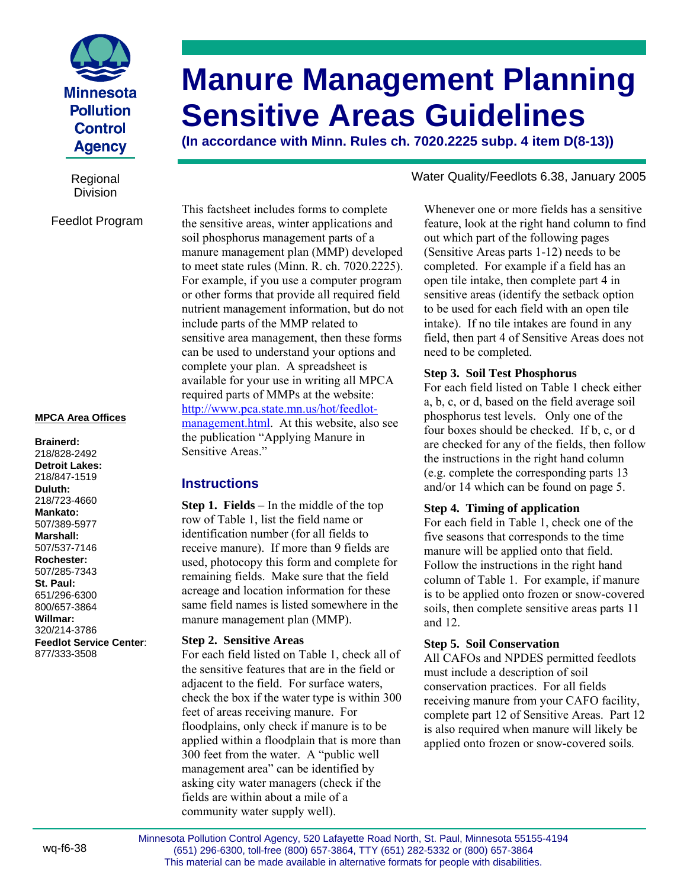Minnesota Pollution Control Agency

# Manure Management Planning Sensitive Areas Guidelines

**(In accordance with Minn. Rules ch. 7020.2225 subp. 4 item D(8-13))**

Regional Division

Feedlot Program

Water Quality/Feedlots 6.38, January 2005

**MPCA Area Offices**

**Brainerd:** 218/828-2492
**Detroit Lakes:** 218/847-1519
**Duluth:** 218/723-4660
**Mankato:** 507/389-5977
**Marshall:** 507/537-7146
**Rochester:** 507/285-7343
**St. Paul:** 651/296-6300 800/657-3864
**Willmar:** 320/214-3786
**Feedlot Service Center**: 877/333-3508

This factsheet includes forms to complete the sensitive areas, winter applications and soil phosphorus management parts of a manure management plan (MMP) developed to meet state rules (Minn. R. ch. 7020.2225). For example, if you use a computer program or other forms that provide all required field nutrient management information, but do not include parts of the MMP related to sensitive area management, then these forms can be used to understand your options and complete your plan. A spreadsheet is available for your use in writing all MPCA required parts of MMPs at the website: http://www.pca.state.mn.us/hot/feedlot-management.html. At this website, also see the publication "Applying Manure in Sensitive Areas."

## Instructions

**Step 1. Fields** – In the middle of the top row of Table 1, list the field name or identification number (for all fields to receive manure). If more than 9 fields are used, photocopy this form and complete for remaining fields. Make sure that the field acreage and location information for these same field names is listed somewhere in the manure management plan (MMP).

**Step 2. Sensitive Areas**
For each field listed on Table 1, check all of the sensitive features that are in the field or adjacent to the field. For surface waters, check the box if the water type is within 300 feet of areas receiving manure. For floodplains, only check if manure is to be applied within a floodplain that is more than 300 feet from the water. A "public well management area" can be identified by asking city water managers (check if the fields are within about a mile of a community water supply well).

Whenever one or more fields has a sensitive feature, look at the right hand column to find out which part of the following pages (Sensitive Areas parts 1-12) needs to be completed. For example if a field has an open tile intake, then complete part 4 in sensitive areas (identify the setback option to be used for each field with an open tile intake). If no tile intakes are found in any field, then part 4 of Sensitive Areas does not need to be completed.

**Step 3. Soil Test Phosphorus**
For each field listed on Table 1 check either a, b, c, or d, based on the field average soil phosphorus test levels. Only one of the four boxes should be checked. If b, c, or d are checked for any of the fields, then follow the instructions in the right hand column (e.g. complete the corresponding parts 13 and/or 14 which can be found on page 5.

**Step 4. Timing of application**
For each field in Table 1, check one of the five seasons that corresponds to the time manure will be applied onto that field. Follow the instructions in the right hand column of Table 1. For example, if manure is to be applied onto frozen or snow-covered soils, then complete sensitive areas parts 11 and 12.

**Step 5. Soil Conservation**
All CAFOs and NPDES permitted feedlots must include a description of soil conservation practices. For all fields receiving manure from your CAFO facility, complete part 12 of Sensitive Areas. Part 12 is also required when manure will likely be applied onto frozen or snow-covered soils.

wq-f6-38

Minnesota Pollution Control Agency, 520 Lafayette Road North, St. Paul, Minnesota 55155-4194
(651) 296-6300, toll-free (800) 657-3864, TTY (651) 282-5332 or (800) 657-3864
This material can be made available in alternative formats for people with disabilities.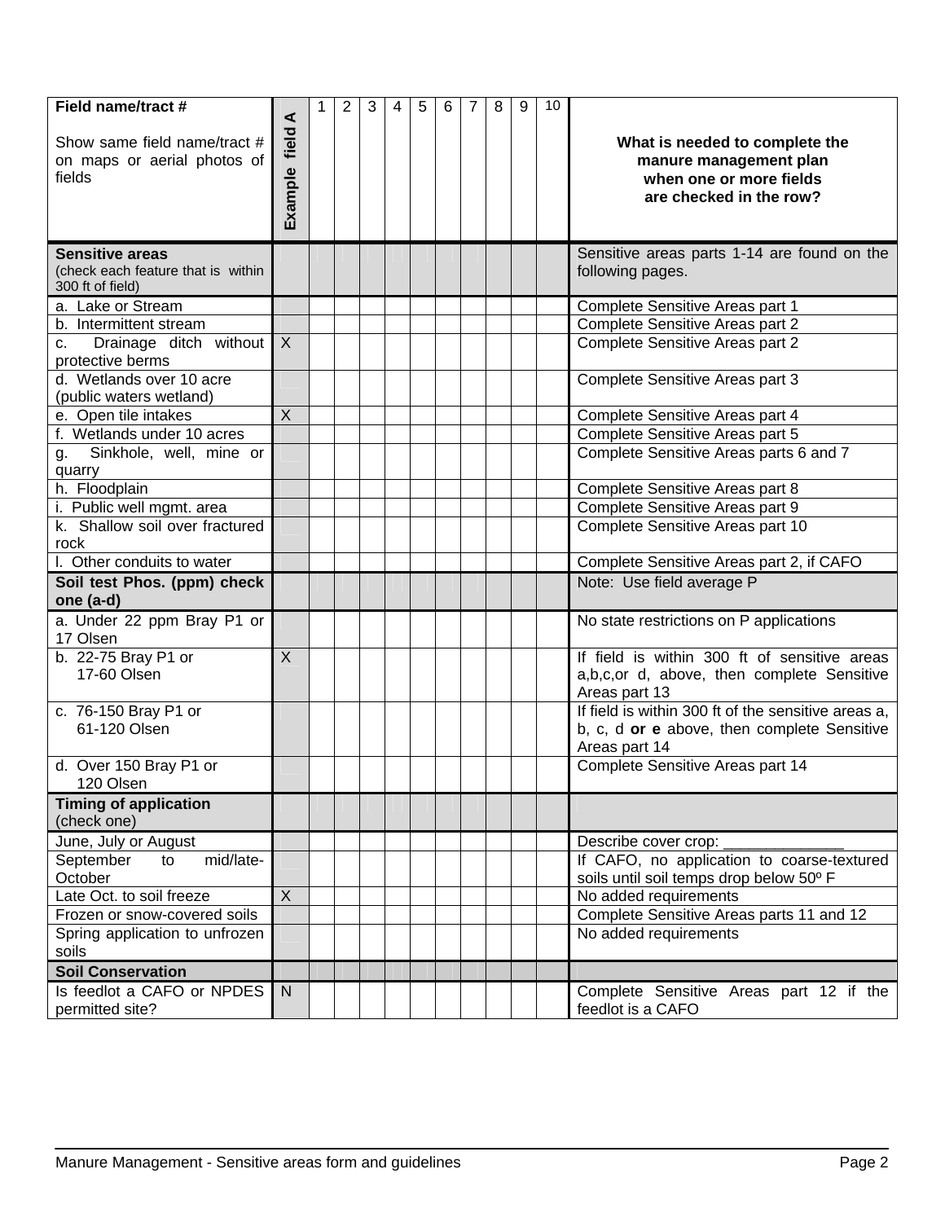| Field name/tract # <br><br> Show same field name/tract # on maps or aerial photos of fields | Example field A | 1 | 2 | 3 | 4 | 5 | 6 | 7 | 8 | 9 | 10 | What is needed to complete the manure management plan when one or more fields are checked in the row? |
|---|---|---|---|---|---|---|---|---|---|---|---|---|
| **Sensitive areas** (check each feature that is within 300 ft of field) | | | | | | | | | | | | Sensitive areas parts 1-14 are found on the following pages. |
| a. Lake or Stream | | | | | | | | | | | | Complete Sensitive Areas part 1 |
| b. Intermittent stream | | | | | | | | | | | | Complete Sensitive Areas part 2 |
| c. Drainage ditch without protective berms | X | | | | | | | | | | | Complete Sensitive Areas part 2 |
| d. Wetlands over 10 acre (public waters wetland) | | | | | | | | | | | | Complete Sensitive Areas part 3 |
| e. Open tile intakes | X | | | | | | | | | | | Complete Sensitive Areas part 4 |
| f. Wetlands under 10 acres | | | | | | | | | | | | Complete Sensitive Areas part 5 |
| g. Sinkhole, well, mine or quarry | | | | | | | | | | | | Complete Sensitive Areas parts 6 and 7 |
| h. Floodplain | | | | | | | | | | | | Complete Sensitive Areas part 8 |
| i. Public well mgmt. area | | | | | | | | | | | | Complete Sensitive Areas part 9 |
| k. Shallow soil over fractured rock | | | | | | | | | | | | Complete Sensitive Areas part 10 |
| l. Other conduits to water | | | | | | | | | | | | Complete Sensitive Areas part 2, if CAFO |
| **Soil test Phos. (ppm) check one (a-d)** | | | | | | | | | | | | Note: Use field average P |
| a. Under 22 ppm Bray P1 or 17 Olsen | | | | | | | | | | | | No state restrictions on P applications |
| b. 22-75 Bray P1 or 17-60 Olsen | X | | | | | | | | | | | If field is within 300 ft of sensitive areas a,b,c,or d, above, then complete Sensitive Areas part 13 |
| c. 76-150 Bray P1 or 61-120 Olsen | | | | | | | | | | | | If field is within 300 ft of the sensitive areas a, b, c, d **or e** above, then complete Sensitive Areas part 14 |
| d. Over 150 Bray P1 or 120 Olsen | | | | | | | | | | | | Complete Sensitive Areas part 14 |
| **Timing of application** (check one) | | | | | | | | | | | | |
| June, July or August | | | | | | | | | | | | Describe cover crop: ______________ |
| September to mid/late-October | | | | | | | | | | | | If CAFO, no application to coarse-textured soils until soil temps drop below 50º F |
| Late Oct. to soil freeze | X | | | | | | | | | | | No added requirements |
| Frozen or snow-covered soils | | | | | | | | | | | | Complete Sensitive Areas parts 11 and 12 |
| Spring application to unfrozen soils | | | | | | | | | | | | No added requirements |
| **Soil Conservation** | | | | | | | | | | | | |
| Is feedlot a CAFO or NPDES permitted site? | N | | | | | | | | | | | Complete Sensitive Areas part 12 if the feedlot is a CAFO |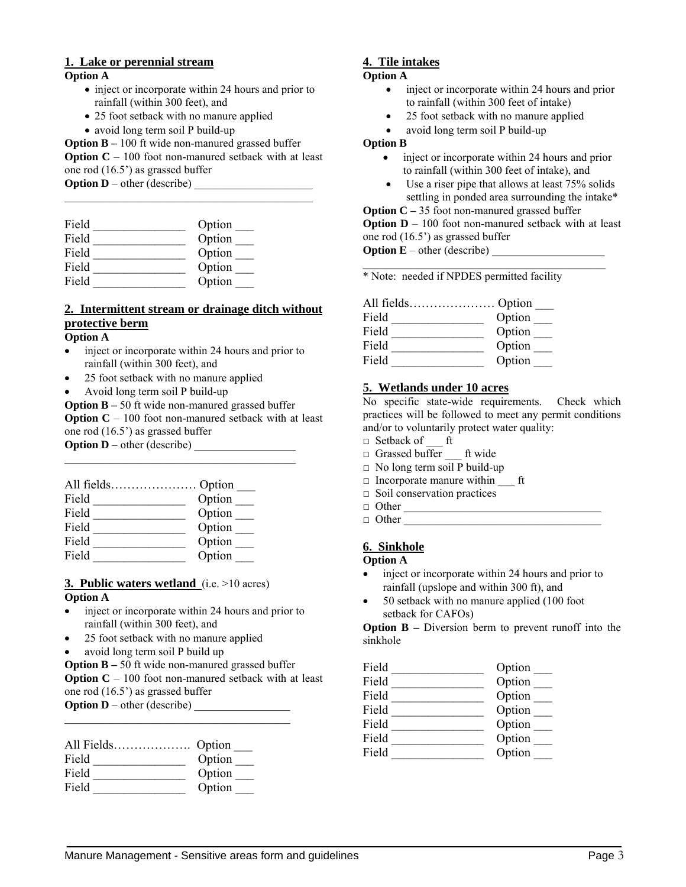## 1. Lake or perennial stream

**Option A**

- inject or incorporate within 24 hours and prior to rainfall (within 300 feet), and
- 25 foot setback with no manure applied
- avoid long term soil P build-up

**Option B –** 100 ft wide non-manured grassed buffer

**Option C** – 100 foot non-manured setback with at least one rod (16.5’) as grassed buffer

**Option D** – other (describe) ____________________

______________________________________________

Field _______________ Option ___
Field _______________ Option ___
Field _______________ Option ___
Field _______________ Option ___
Field _______________ Option ___

## 2. Intermittent stream or drainage ditch without protective berm

**Option A**

- inject or incorporate within 24 hours and prior to rainfall (within 300 feet), and
- 25 foot setback with no manure applied
- Avoid long term soil P build-up

**Option B –** 50 ft wide non-manured grassed buffer

**Option C** – 100 foot non-manured setback with at least one rod (16.5’) as grassed buffer

**Option D** – other (describe) __________________

______________________________________________

All fields………………… Option ___
Field _______________ Option ___
Field _______________ Option ___
Field _______________ Option ___
Field _______________ Option ___
Field _______________ Option ___

## 3. Public waters wetland (i.e. >10 acres)

**Option A**

- inject or incorporate within 24 hours and prior to rainfall (within 300 feet), and
- 25 foot setback with no manure applied
- avoid long term soil P build up

**Option B –** 50 ft wide non-manured grassed buffer

**Option C** – 100 foot non-manured setback with at least one rod (16.5’) as grassed buffer

**Option D** – other (describe) _________________

______________________________________________

All Fields………………. Option ___
Field _______________ Option ___
Field _______________ Option ___
Field _______________ Option ___

## 4. Tile intakes

**Option A**

- inject or incorporate within 24 hours and prior to rainfall (within 300 feet of intake)
- 25 foot setback with no manure applied
- avoid long term soil P build-up

**Option B**

- inject or incorporate within 24 hours and prior to rainfall (within 300 feet of intake), and
- Use a riser pipe that allows at least 75% solids settling in ponded area surrounding the intake*

**Option C –** 35 foot non-manured grassed buffer

**Option D** – 100 foot non-manured setback with at least one rod (16.5’) as grassed buffer

**Option E** – other (describe) ____________________

______________________________________________

* Note: needed if NPDES permitted facility

All fields………………… Option ___
Field _______________ Option ___
Field _______________ Option ___
Field _______________ Option ___
Field _______________ Option ___

## 5. Wetlands under 10 acres

No specific state-wide requirements. Check which practices will be followed to meet any permit conditions and/or to voluntarily protect water quality:

□ Setback of ___ ft
□ Grassed buffer ___ ft wide
□ No long term soil P build-up
□ Incorporate manure within ___ ft
□ Soil conservation practices
□ Other ___________________________________
□ Other ___________________________________

## 6. Sinkhole

**Option A**

- inject or incorporate within 24 hours and prior to rainfall (upslope and within 300 ft), and
- 50 setback with no manure applied (100 foot setback for CAFOs)

**Option B –** Diversion berm to prevent runoff into the sinkhole

Field _______________ Option ___
Field _______________ Option ___
Field _______________ Option ___
Field _______________ Option ___
Field _______________ Option ___
Field _______________ Option ___
Field _______________ Option ___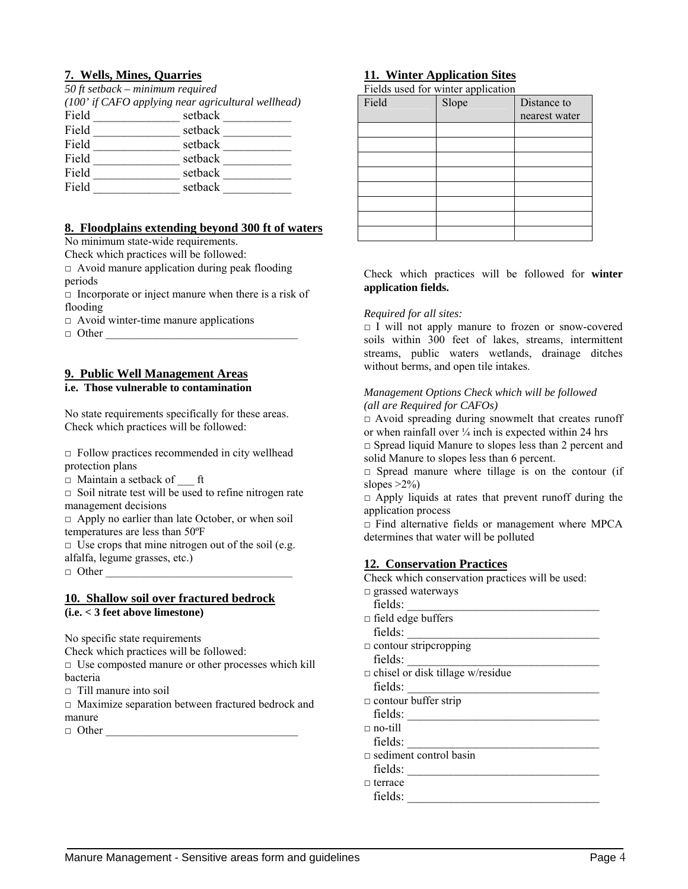## 7. Wells, Mines, Quarries

*50 ft setback – minimum required*
*(100' if CAFO applying near agricultural wellhead)*

Field ______________ setback ___________
Field ______________ setback ___________
Field ______________ setback ___________
Field ______________ setback ___________
Field ______________ setback ___________
Field ______________ setback ___________

## 8. Floodplains extending beyond 300 ft of waters

No minimum state-wide requirements.
Check which practices will be followed:

□ Avoid manure application during peak flooding periods
□ Incorporate or inject manure when there is a risk of flooding
□ Avoid winter-time manure applications
□ Other ___________________________________

## 9. Public Well Management Areas

**i.e. Those vulnerable to contamination**

No state requirements specifically for these areas.
Check which practices will be followed:

□ Follow practices recommended in city wellhead protection plans
□ Maintain a setback of ___ ft
□ Soil nitrate test will be used to refine nitrogen rate management decisions
□ Apply no earlier than late October, or when soil temperatures are less than 50ºF
□ Use crops that mine nitrogen out of the soil (e.g. alfalfa, legume grasses, etc.)
□ Other _________________________________

## 10. Shallow soil over fractured bedrock

**(i.e. < 3 feet above limestone)**

No specific state requirements
Check which practices will be followed:

□ Use composted manure or other processes which kill bacteria
□ Till manure into soil
□ Maximize separation between fractured bedrock and manure
□ Other _________________________________

## 11. Winter Application Sites

Fields used for winter application

| Field | Slope | Distance to nearest water |
|---|---|---|
| | | |
| | | |
| | | |
| | | |
| | | |
| | | |
| | | |
| | | |

Check which practices will be followed for **winter application fields.**

*Required for all sites:*

□ I will not apply manure to frozen or snow-covered soils within 300 feet of lakes, streams, intermittent streams, public waters wetlands, drainage ditches without berms, and open tile intakes.

*Management Options Check which will be followed*
*(all are Required for CAFOs)*

□ Avoid spreading during snowmelt that creates runoff or when rainfall over ¼ inch is expected within 24 hrs
□ Spread liquid Manure to slopes less than 2 percent and solid Manure to slopes less than 6 percent.
□ Spread manure where tillage is on the contour (if slopes >2%)
□ Apply liquids at rates that prevent runoff during the application process
□ Find alternative fields or management where MPCA determines that water will be polluted

## 12. Conservation Practices

Check which conservation practices will be used:

□ grassed waterways
fields: _________________________________
□ field edge buffers
fields: _________________________________
□ contour stripcropping
fields: _________________________________
□ chisel or disk tillage w/residue
fields: _________________________________
□ contour buffer strip
fields: _________________________________
□ no-till
fields: _________________________________
□ sediment control basin
fields: _________________________________
□ terrace
fields: _________________________________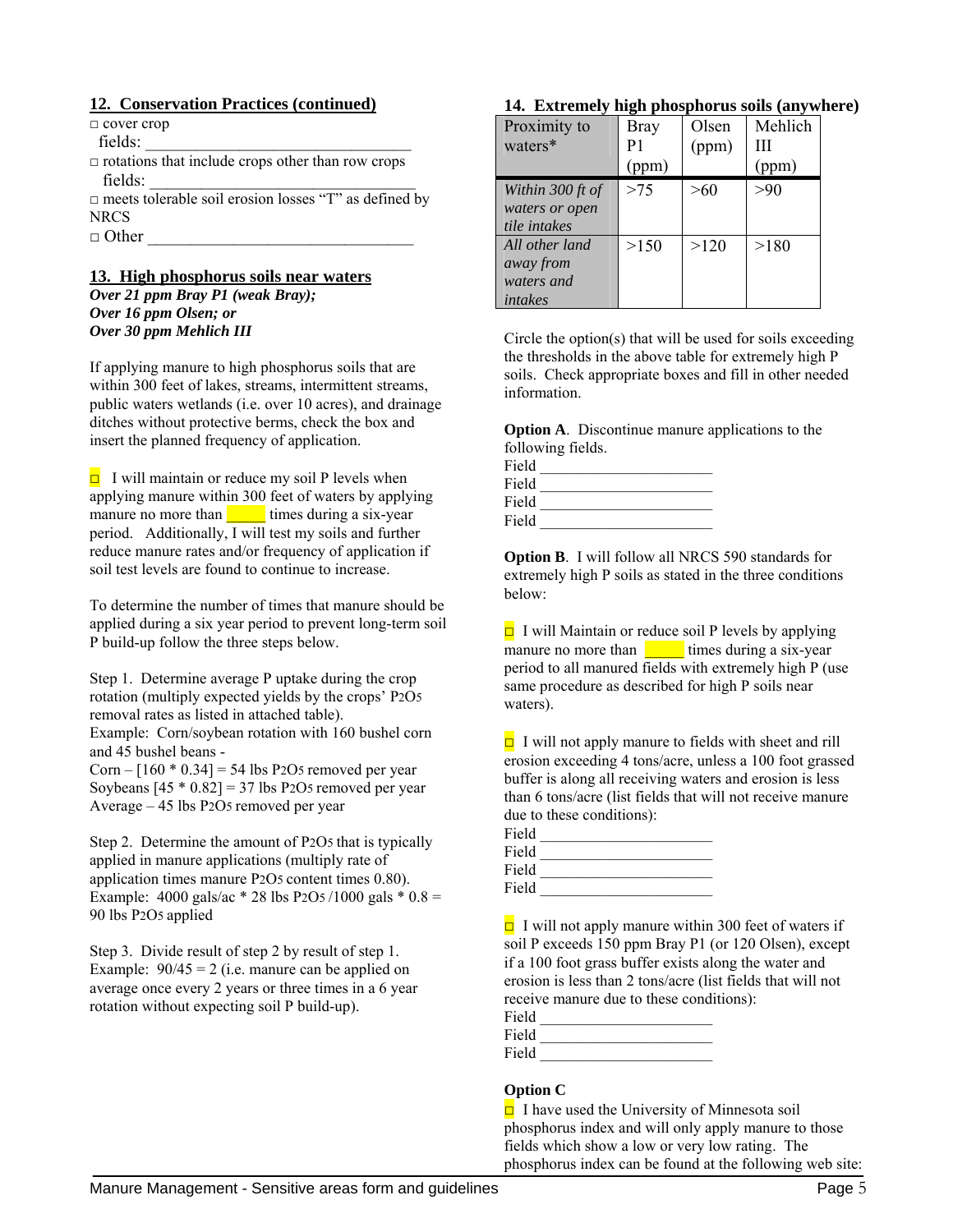## 12. Conservation Practices (continued)

□ cover crop
fields: ________________________________

□ rotations that include crops other than row crops
fields: ________________________________

□ meets tolerable soil erosion losses "T" as defined by NRCS

□ Other ________________________________

## 13. High phosphorus soils near waters

***Over 21 ppm Bray P1 (weak Bray);***
***Over 16 ppm Olsen; or***
***Over 30 ppm Mehlich III***

If applying manure to high phosphorus soils that are within 300 feet of lakes, streams, intermittent streams, public waters wetlands (i.e. over 10 acres), and drainage ditches without protective berms, check the box and insert the planned frequency of application.

□ I will maintain or reduce my soil P levels when applying manure within 300 feet of waters by applying manure no more than _____ times during a six-year period. Additionally, I will test my soils and further reduce manure rates and/or frequency of application if soil test levels are found to continue to increase.

To determine the number of times that manure should be applied during a six year period to prevent long-term soil P build-up follow the three steps below.

Step 1. Determine average P uptake during the crop rotation (multiply expected yields by the crops' $P_2O_5$ removal rates as listed in attached table).
Example: Corn/soybean rotation with 160 bushel corn and 45 bushel beans -
Corn – [160 * 0.34] = 54 lbs $P_2O_5$ removed per year
Soybeans [45 * 0.82] = 37 lbs $P_2O_5$ removed per year
Average – 45 lbs $P_2O_5$ removed per year

Step 2. Determine the amount of $P_2O_5$ that is typically applied in manure applications (multiply rate of application times manure $P_2O_5$ content times 0.80).
Example: 4000 gals/ac * 28 lbs $P_2O_5$ /1000 gals * 0.8 = 90 lbs $P_2O_5$ applied

Step 3. Divide result of step 2 by result of step 1.
Example: 90/45 = 2 (i.e. manure can be applied on average once every 2 years or three times in a 6 year rotation without expecting soil P build-up).

## 14. Extremely high phosphorus soils (anywhere)

| Proximity to waters* | Bray P1 (ppm) | Olsen (ppm) | Mehlich III (ppm) |
|---|---|---|---|
| *Within 300 ft of waters or open tile intakes* | >75 | >60 | >90 |
| *All other land away from waters and intakes* | >150 | >120 | >180 |

Circle the option(s) that will be used for soils exceeding the thresholds in the above table for extremely high P soils. Check appropriate boxes and fill in other needed information.

**Option A**. Discontinue manure applications to the following fields.

Field ______________________
Field ______________________
Field ______________________
Field ______________________

**Option B**. I will follow all NRCS 590 standards for extremely high P soils as stated in the three conditions below:

□ I will Maintain or reduce soil P levels by applying manure no more than _____ times during a six-year period to all manured fields with extremely high P (use same procedure as described for high P soils near waters).

□ I will not apply manure to fields with sheet and rill erosion exceeding 4 tons/acre, unless a 100 foot grassed buffer is along all receiving waters and erosion is less than 6 tons/acre (list fields that will not receive manure due to these conditions):

Field ______________________
Field ______________________
Field ______________________
Field ______________________

□ I will not apply manure within 300 feet of waters if soil P exceeds 150 ppm Bray P1 (or 120 Olsen), except if a 100 foot grass buffer exists along the water and erosion is less than 2 tons/acre (list fields that will not receive manure due to these conditions):

Field ______________________
Field ______________________
Field ______________________

**Option C**

□ I have used the University of Minnesota soil phosphorus index and will only apply manure to those fields which show a low or very low rating. The phosphorus index can be found at the following web site: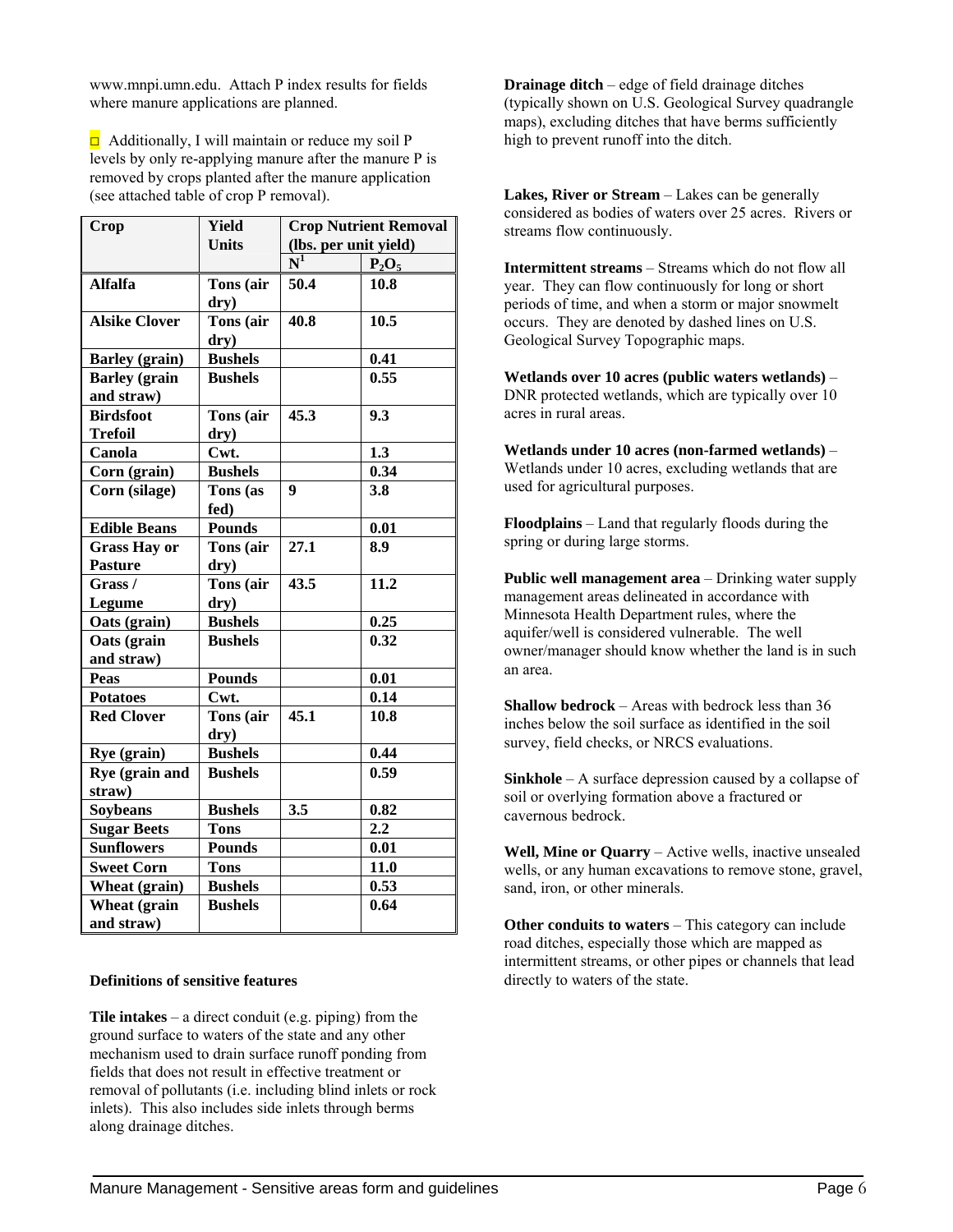www.mnpi.umn.edu. Attach P index results for fields where manure applications are planned.

☐ Additionally, I will maintain or reduce my soil P levels by only re-applying manure after the manure P is removed by crops planted after the manure application (see attached table of crop P removal).

| Crop | Yield Units | Crop Nutrient Removal (lbs. per unit yield) | |
|---|---|---|---|
| | | N[1] | $P_2O_5$ |
| **Alfalfa** | **Tons (air dry)** | **50.4** | **10.8** |
| **Alsike Clover** | **Tons (air dry)** | **40.8** | **10.5** |
| **Barley (grain)** | **Bushels** | | **0.41** |
| **Barley (grain and straw)** | **Bushels** | | **0.55** |
| **Birdsfoot Trefoil** | **Tons (air dry)** | **45.3** | **9.3** |
| **Canola** | **Cwt.** | | **1.3** |
| **Corn (grain)** | **Bushels** | | **0.34** |
| **Corn (silage)** | **Tons (as fed)** | **9** | **3.8** |
| **Edible Beans** | **Pounds** | | **0.01** |
| **Grass Hay or Pasture** | **Tons (air dry)** | **27.1** | **8.9** |
| **Grass / Legume** | **Tons (air dry)** | **43.5** | **11.2** |
| **Oats (grain)** | **Bushels** | | **0.25** |
| **Oats (grain and straw)** | **Bushels** | | **0.32** |
| **Peas** | **Pounds** | | **0.01** |
| **Potatoes** | **Cwt.** | | **0.14** |
| **Red Clover** | **Tons (air dry)** | **45.1** | **10.8** |
| **Rye (grain)** | **Bushels** | | **0.44** |
| **Rye (grain and straw)** | **Bushels** | | **0.59** |
| **Soybeans** | **Bushels** | **3.5** | **0.82** |
| **Sugar Beets** | **Tons** | | **2.2** |
| **Sunflowers** | **Pounds** | | **0.01** |
| **Sweet Corn** | **Tons** | | **11.0** |
| **Wheat (grain)** | **Bushels** | | **0.53** |
| **Wheat (grain and straw)** | **Bushels** | | **0.64** |

**Definitions of sensitive features**

**Tile intakes** – a direct conduit (e.g. piping) from the ground surface to waters of the state and any other mechanism used to drain surface runoff ponding from fields that does not result in effective treatment or removal of pollutants (i.e. including blind inlets or rock inlets). This also includes side inlets through berms along drainage ditches.

**Drainage ditch** – edge of field drainage ditches (typically shown on U.S. Geological Survey quadrangle maps), excluding ditches that have berms sufficiently high to prevent runoff into the ditch.

**Lakes, River or Stream** – Lakes can be generally considered as bodies of waters over 25 acres. Rivers or streams flow continuously.

**Intermittent streams** – Streams which do not flow all year. They can flow continuously for long or short periods of time, and when a storm or major snowmelt occurs. They are denoted by dashed lines on U.S. Geological Survey Topographic maps.

**Wetlands over 10 acres (public waters wetlands)** – DNR protected wetlands, which are typically over 10 acres in rural areas.

**Wetlands under 10 acres (non-farmed wetlands)** – Wetlands under 10 acres, excluding wetlands that are used for agricultural purposes.

**Floodplains** – Land that regularly floods during the spring or during large storms.

**Public well management area** – Drinking water supply management areas delineated in accordance with Minnesota Health Department rules, where the aquifer/well is considered vulnerable. The well owner/manager should know whether the land is in such an area.

**Shallow bedrock** – Areas with bedrock less than 36 inches below the soil surface as identified in the soil survey, field checks, or NRCS evaluations.

**Sinkhole** – A surface depression caused by a collapse of soil or overlying formation above a fractured or cavernous bedrock.

**Well, Mine or Quarry** – Active wells, inactive unsealed wells, or any human excavations to remove stone, gravel, sand, iron, or other minerals.

**Other conduits to waters** – This category can include road ditches, especially those which are mapped as intermittent streams, or other pipes or channels that lead directly to waters of the state.